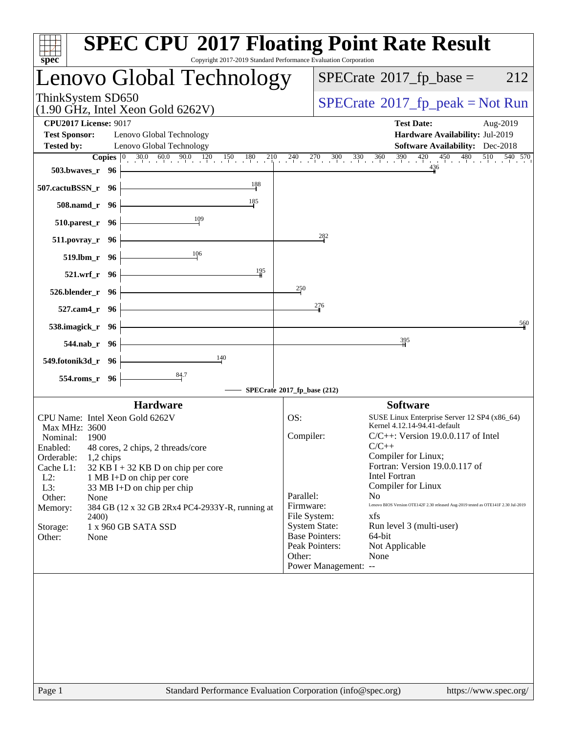# SPEC CPU 2017 Floating Point Rate Result

Copyright 2017-2019 Standard Performance Evaluation Corporation

## Lenovo Global Technology

ThinkSystem SD650
(1.90 GHz, Intel Xeon Gold 6262V)

SPECrate 2017_fp_base = 212

SPECrate 2017_fp_peak = Not Run

**CPU2017 License:** 9017
**Test Sponsor:** Lenovo Global Technology
**Tested by:** Lenovo Global Technology

**Test Date:** Aug-2019
**Hardware Availability:** Jul-2019
**Software Availability:** Dec-2018

| Benchmark | Copies | SPECrate 2017_fp_base |
|---|---|---|
| 503.bwaves_r | 96 | 436 |
| 507.cactuBSSN_r | 96 | 188 |
| 508.namd_r | 96 | 185 |
| 510.parest_r | 96 | 109 |
| 511.povray_r | 96 | 282 |
| 519.lbm_r | 96 | 106 |
| 521.wrf_r | 96 | 195 |
| 526.blender_r | 96 | 250 |
| 527.cam4_r | 96 | 276 |
| 538.imagick_r | 96 | 560 |
| 544.nab_r | 96 | 395 |
| 549.fotonik3d_r | 96 | 140 |
| 554.roms_r | 96 | 84.7 |

SPECrate 2017_fp_base (212)

### Hardware

CPU Name: Intel Xeon Gold 6262V
Max MHz: 3600
Nominal: 1900
Enabled: 48 cores, 2 chips, 2 threads/core
Orderable: 1,2 chips
Cache L1: 32 KB I + 32 KB D on chip per core
L2: 1 MB I+D on chip per core
L3: 33 MB I+D on chip per chip
Other: None
Memory: 384 GB (12 x 32 GB 2Rx4 PC4-2933Y-R, running at 2400)
Storage: 1 x 960 GB SATA SSD
Other: None

### Software

OS: SUSE Linux Enterprise Server 12 SP4 (x86_64) Kernel 4.12.14-94.41-default
Compiler: C/C++: Version 19.0.0.117 of Intel C/C++ Compiler for Linux; Fortran: Version 19.0.0.117 of Intel Fortran Compiler for Linux
Parallel: No
Firmware: Lenovo BIOS Version OTE142F 2.30 released Aug-2019 tested as OTE141F 2.30 Jul-2019
File System: xfs
System State: Run level 3 (multi-user)
Base Pointers: 64-bit
Peak Pointers: Not Applicable
Other: None
Power Management: --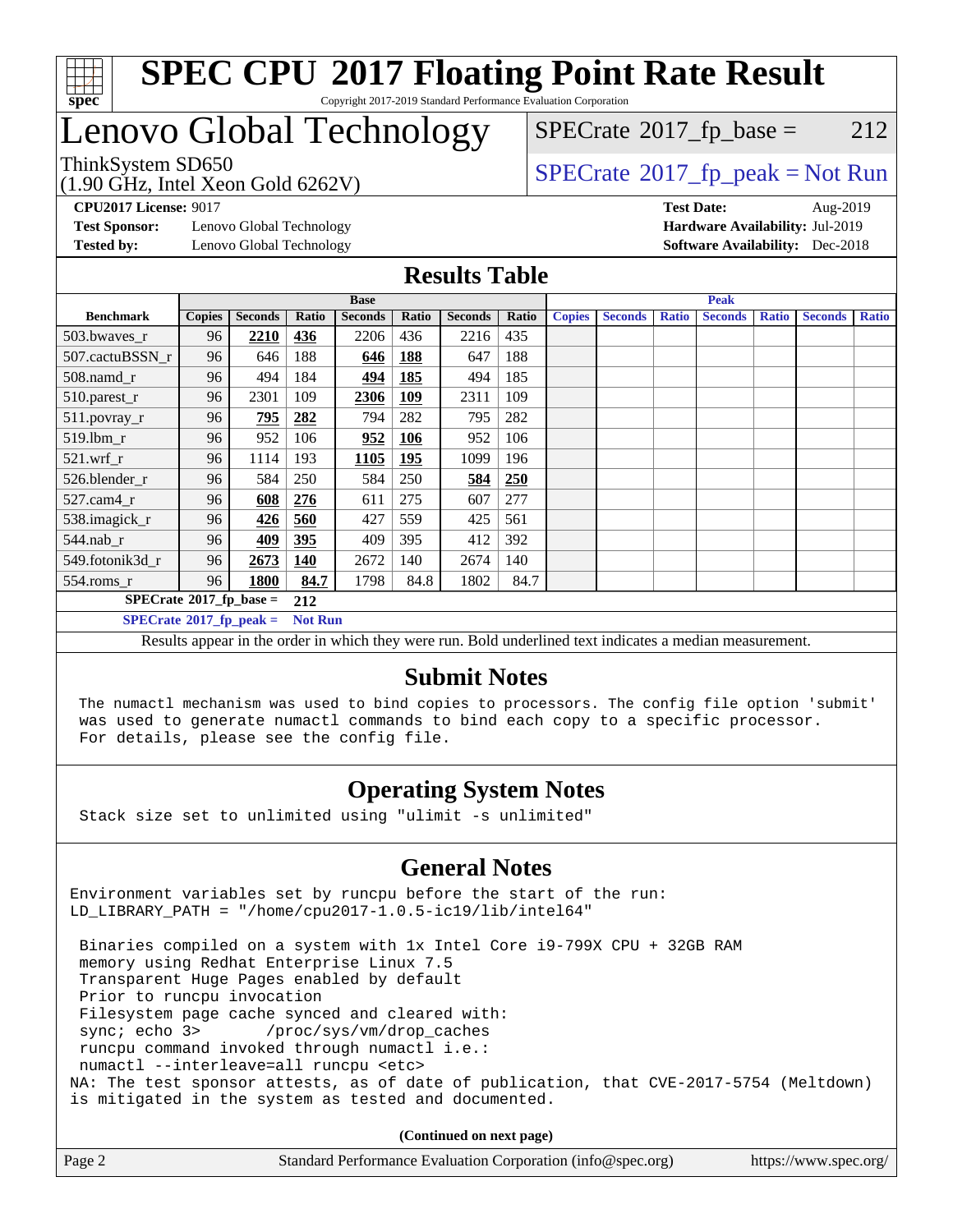# SPEC CPU 2017 Floating Point Rate Result

Copyright 2017-2019 Standard Performance Evaluation Corporation

# Lenovo Global Technology

ThinkSystem SD650
(1.90 GHz, Intel Xeon Gold 6262V)

SPECrate 2017_fp_base = 212

SPECrate 2017_fp_peak = Not Run

**CPU2017 License:** 9017
**Test Sponsor:** Lenovo Global Technology
**Tested by:** Lenovo Global Technology

**Test Date:** Aug-2019
**Hardware Availability:** Jul-2019
**Software Availability:** Dec-2018

## Results Table

| Benchmark | Base | | | | | | | Peak | | | | | | |
|---|---|---|---|---|---|---|---|---|---|---|---|---|---|---|
| | Copies | Seconds | Ratio | Seconds | Ratio | Seconds | Ratio | Copies | Seconds | Ratio | Seconds | Ratio | Seconds | Ratio |
| 503.bwaves_r | 96 | **2210** | **436** | 2206 | 436 | 2216 | 435 | | | | | | | |
| 507.cactuBSSN_r | 96 | 646 | 188 | **646** | **188** | 647 | 188 | | | | | | | |
| 508.namd_r | 96 | 494 | 184 | **494** | **185** | 494 | 185 | | | | | | | |
| 510.parest_r | 96 | 2301 | 109 | **2306** | **109** | 2311 | 109 | | | | | | | |
| 511.povray_r | 96 | **795** | **282** | 794 | 282 | 795 | 282 | | | | | | | |
| 519.lbm_r | 96 | 952 | 106 | **952** | **106** | 952 | 106 | | | | | | | |
| 521.wrf_r | 96 | 1114 | 193 | **1105** | **195** | 1099 | 196 | | | | | | | |
| 526.blender_r | 96 | 584 | 250 | 584 | 250 | **584** | **250** | | | | | | | |
| 527.cam4_r | 96 | **608** | **276** | 611 | 275 | 607 | 277 | | | | | | | |
| 538.imagick_r | 96 | **426** | **560** | 427 | 559 | 425 | 561 | | | | | | | |
| 544.nab_r | 96 | **409** | **395** | 409 | 395 | 412 | 392 | | | | | | | |
| 549.fotonik3d_r | 96 | **2673** | **140** | 2672 | 140 | 2674 | 140 | | | | | | | |
| 554.roms_r | 96 | **1800** | **84.7** | 1798 | 84.8 | 1802 | 84.7 | | | | | | | |

**SPECrate 2017_fp_base = 212**

**SPECrate 2017_fp_peak = Not Run**

Results appear in the order in which they were run. Bold underlined text indicates a median measurement.

## Submit Notes

```
The numactl mechanism was used to bind copies to processors. The config file option 'submit'
was used to generate numactl commands to bind each copy to a specific processor.
For details, please see the config file.
```

## Operating System Notes

```
Stack size set to unlimited using "ulimit -s unlimited"
```

## General Notes

```
Environment variables set by runcpu before the start of the run:
LD_LIBRARY_PATH = "/home/cpu2017-1.0.5-ic19/lib/intel64"

 Binaries compiled on a system with 1x Intel Core i9-799X CPU + 32GB RAM
 memory using Redhat Enterprise Linux 7.5
 Transparent Huge Pages enabled by default
 Prior to runcpu invocation
 Filesystem page cache synced and cleared with:
 sync; echo 3>       /proc/sys/vm/drop_caches
 runcpu command invoked through numactl i.e.:
 numactl --interleave=all runcpu <etc>
NA: The test sponsor attests, as of date of publication, that CVE-2017-5754 (Meltdown)
is mitigated in the system as tested and documented.
```

**(Continued on next page)**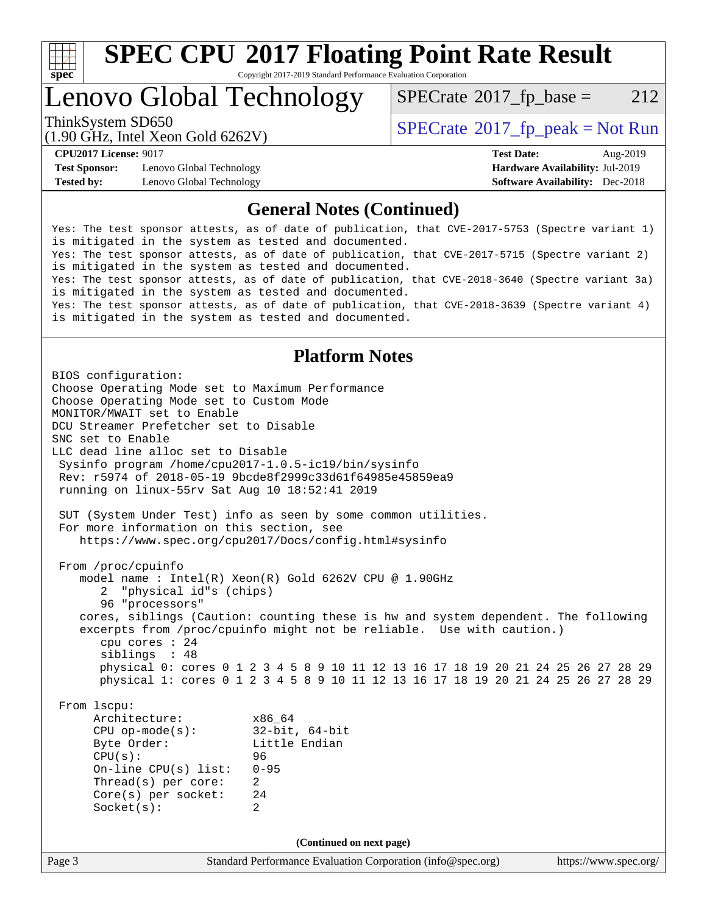## General Notes (Continued)

```
Yes: The test sponsor attests, as of date of publication, that CVE-2017-5753 (Spectre variant 1)
is mitigated in the system as tested and documented.
Yes: The test sponsor attests, as of date of publication, that CVE-2017-5715 (Spectre variant 2)
is mitigated in the system as tested and documented.
Yes: The test sponsor attests, as of date of publication, that CVE-2018-3640 (Spectre variant 3a)
is mitigated in the system as tested and documented.
Yes: The test sponsor attests, as of date of publication, that CVE-2018-3639 (Spectre variant 4)
is mitigated in the system as tested and documented.
```

## Platform Notes

```
BIOS configuration:
Choose Operating Mode set to Maximum Performance
Choose Operating Mode set to Custom Mode
MONITOR/MWAIT set to Enable
DCU Streamer Prefetcher set to Disable
SNC set to Enable
LLC dead line alloc set to Disable
 Sysinfo program /home/cpu2017-1.0.5-ic19/bin/sysinfo
 Rev: r5974 of 2018-05-19 9bcde8f2999c33d61f64985e45859ea9
 running on linux-55rv Sat Aug 10 18:52:41 2019

 SUT (System Under Test) info as seen by some common utilities.
 For more information on this section, see
    https://www.spec.org/cpu2017/Docs/config.html#sysinfo

 From /proc/cpuinfo
    model name : Intel(R) Xeon(R) Gold 6262V CPU @ 1.90GHz
       2  "physical id"s (chips)
       96 "processors"
    cores, siblings (Caution: counting these is hw and system dependent. The following
    excerpts from /proc/cpuinfo might not be reliable.  Use with caution.)
       cpu cores : 24
       siblings  : 48
       physical 0: cores 0 1 2 3 4 5 8 9 10 11 12 13 16 17 18 19 20 21 24 25 26 27 28 29
       physical 1: cores 0 1 2 3 4 5 8 9 10 11 12 13 16 17 18 19 20 21 24 25 26 27 28 29

 From lscpu:
      Architecture:          x86_64
      CPU op-mode(s):        32-bit, 64-bit
      Byte Order:            Little Endian
      CPU(s):                96
      On-line CPU(s) list:   0-95
      Thread(s) per core:    2
      Core(s) per socket:    24
      Socket(s):             2
```

(Continued on next page)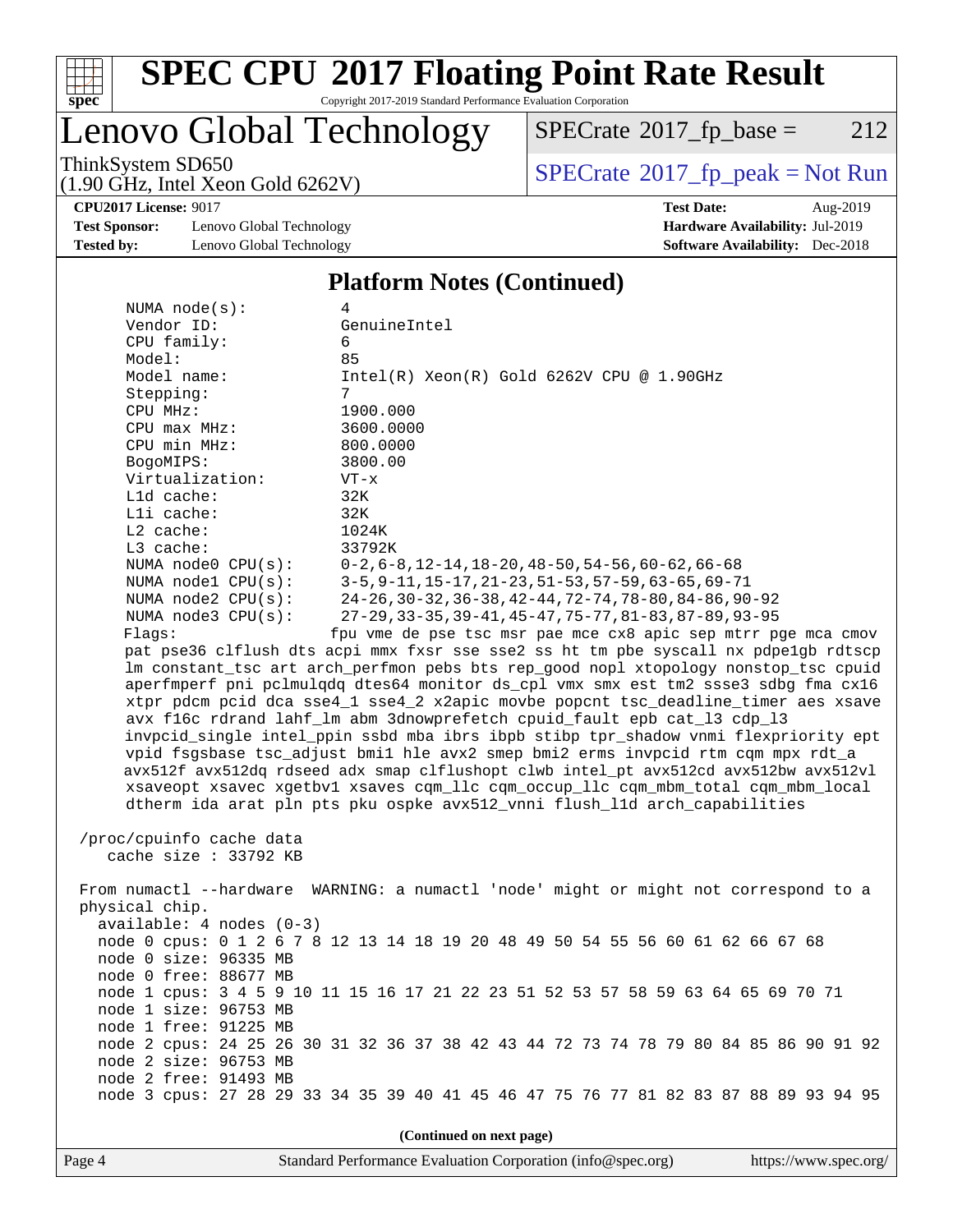## Platform Notes (Continued)

```
NUMA node(s):          4
Vendor ID:             GenuineIntel
CPU family:            6
Model:                 85
Model name:            Intel(R) Xeon(R) Gold 6262V CPU @ 1.90GHz
Stepping:              7
CPU MHz:               1900.000
CPU max MHz:           3600.0000
CPU min MHz:           800.0000
BogoMIPS:              3800.00
Virtualization:        VT-x
L1d cache:             32K
L1i cache:             32K
L2 cache:              1024K
L3 cache:              33792K
NUMA node0 CPU(s):     0-2,6-8,12-14,18-20,48-50,54-56,60-62,66-68
NUMA node1 CPU(s):     3-5,9-11,15-17,21-23,51-53,57-59,63-65,69-71
NUMA node2 CPU(s):     24-26,30-32,36-38,42-44,72-74,78-80,84-86,90-92
NUMA node3 CPU(s):     27-29,33-35,39-41,45-47,75-77,81-83,87-89,93-95
Flags:                 fpu vme de pse tsc msr pae mce cx8 apic sep mtrr pge mca cmov
pat pse36 clflush dts acpi mmx fxsr sse sse2 ss ht tm pbe syscall nx pdpe1gb rdtscp
lm constant_tsc art arch_perfmon pebs bts rep_good nopl xtopology nonstop_tsc cpuid
aperfmperf pni pclmulqdq dtes64 monitor ds_cpl vmx smx est tm2 ssse3 sdbg fma cx16
xtpr pdcm pcid dca sse4_1 sse4_2 x2apic movbe popcnt tsc_deadline_timer aes xsave
avx f16c rdrand lahf_lm abm 3dnowprefetch cpuid_fault epb cat_l3 cdp_l3
invpcid_single intel_ppin ssbd mba ibrs ibpb stibp tpr_shadow vnmi flexpriority ept
vpid fsgsbase tsc_adjust bmi1 hle avx2 smep bmi2 erms invpcid rtm cqm mpx rdt_a
avx512f avx512dq rdseed adx smap clflushopt clwb intel_pt avx512cd avx512bw avx512vl
xsaveopt xsavec xgetbv1 xsaves cqm_llc cqm_occup_llc cqm_mbm_total cqm_mbm_local
dtherm ida arat pln pts pku ospke avx512_vnni flush_l1d arch_capabilities

/proc/cpuinfo cache data
   cache size : 33792 KB

From numactl --hardware  WARNING: a numactl 'node' might or might not correspond to a
physical chip.
  available: 4 nodes (0-3)
  node 0 cpus: 0 1 2 6 7 8 12 13 14 18 19 20 48 49 50 54 55 56 60 61 62 66 67 68
  node 0 size: 96335 MB
  node 0 free: 88677 MB
  node 1 cpus: 3 4 5 9 10 11 15 16 17 21 22 23 51 52 53 57 58 59 63 64 65 69 70 71
  node 1 size: 96753 MB
  node 1 free: 91225 MB
  node 2 cpus: 24 25 26 30 31 32 36 37 38 42 43 44 72 73 74 78 79 80 84 85 86 90 91 92
  node 2 size: 96753 MB
  node 2 free: 91493 MB
  node 3 cpus: 27 28 29 33 34 35 39 40 41 45 46 47 75 76 77 81 82 83 87 88 89 93 94 95
```

(Continued on next page)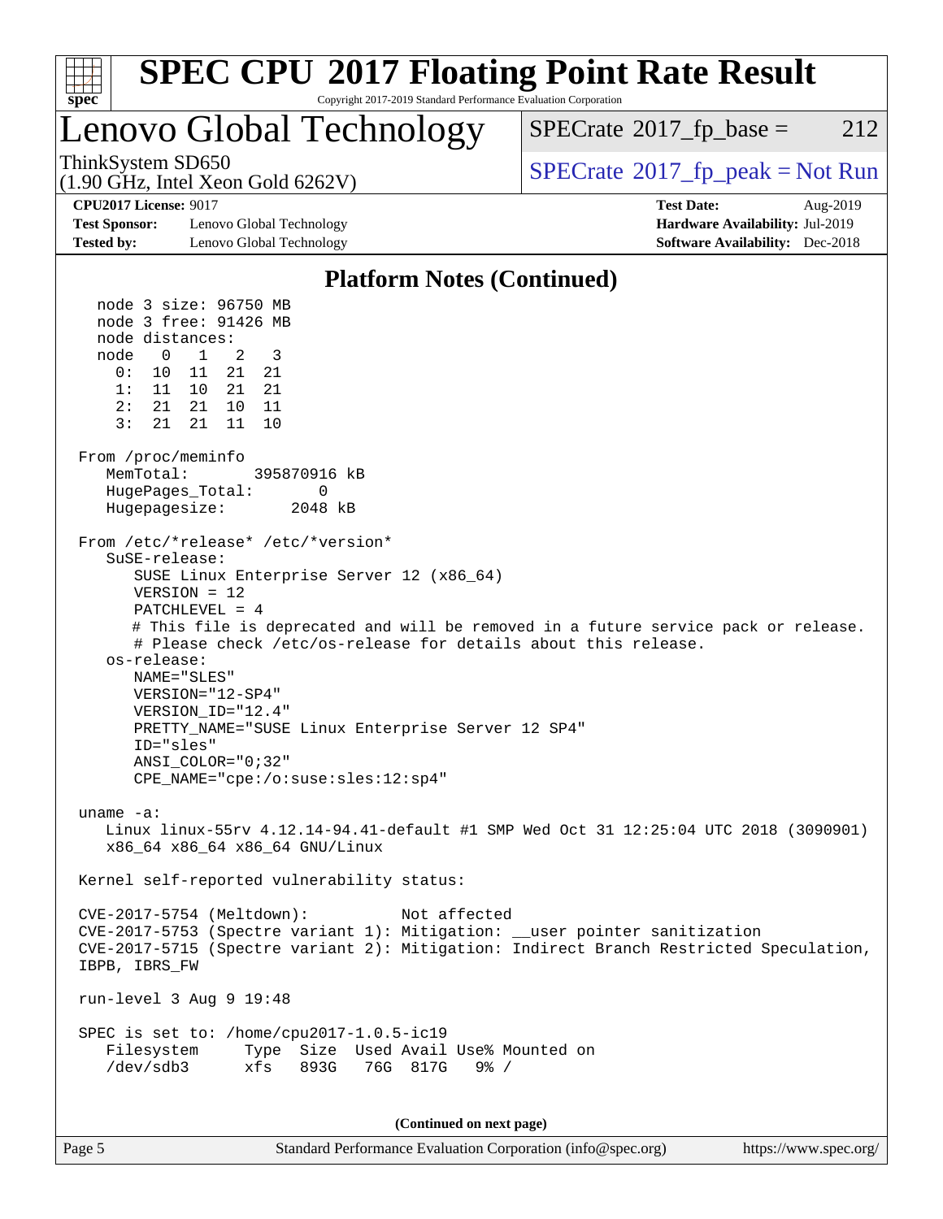## Platform Notes (Continued)

```
  node 3 size: 96750 MB
  node 3 free: 91426 MB
  node distances:
  node   0   1   2   3
    0:  10  11  21  21
    1:  11  10  21  21
    2:  21  21  10  11
    3:  21  21  11  10

From /proc/meminfo
   MemTotal:       395870916 kB
   HugePages_Total:       0
   Hugepagesize:       2048 kB

From /etc/*release* /etc/*version*
   SuSE-release:
      SUSE Linux Enterprise Server 12 (x86_64)
      VERSION = 12
      PATCHLEVEL = 4
      # This file is deprecated and will be removed in a future service pack or release.
      # Please check /etc/os-release for details about this release.
   os-release:
      NAME="SLES"
      VERSION="12-SP4"
      VERSION_ID="12.4"
      PRETTY_NAME="SUSE Linux Enterprise Server 12 SP4"
      ID="sles"
      ANSI_COLOR="0;32"
      CPE_NAME="cpe:/o:suse:sles:12:sp4"

uname -a:
   Linux linux-55rv 4.12.14-94.41-default #1 SMP Wed Oct 31 12:25:04 UTC 2018 (3090901)
   x86_64 x86_64 x86_64 GNU/Linux

Kernel self-reported vulnerability status:

CVE-2017-5754 (Meltdown):          Not affected
CVE-2017-5753 (Spectre variant 1): Mitigation: __user pointer sanitization
CVE-2017-5715 (Spectre variant 2): Mitigation: Indirect Branch Restricted Speculation,
IBPB, IBRS_FW

run-level 3 Aug 9 19:48

SPEC is set to: /home/cpu2017-1.0.5-ic19
   Filesystem     Type  Size  Used Avail Use% Mounted on
   /dev/sdb3      xfs   893G   76G  817G   9% /
```

**(Continued on next page)**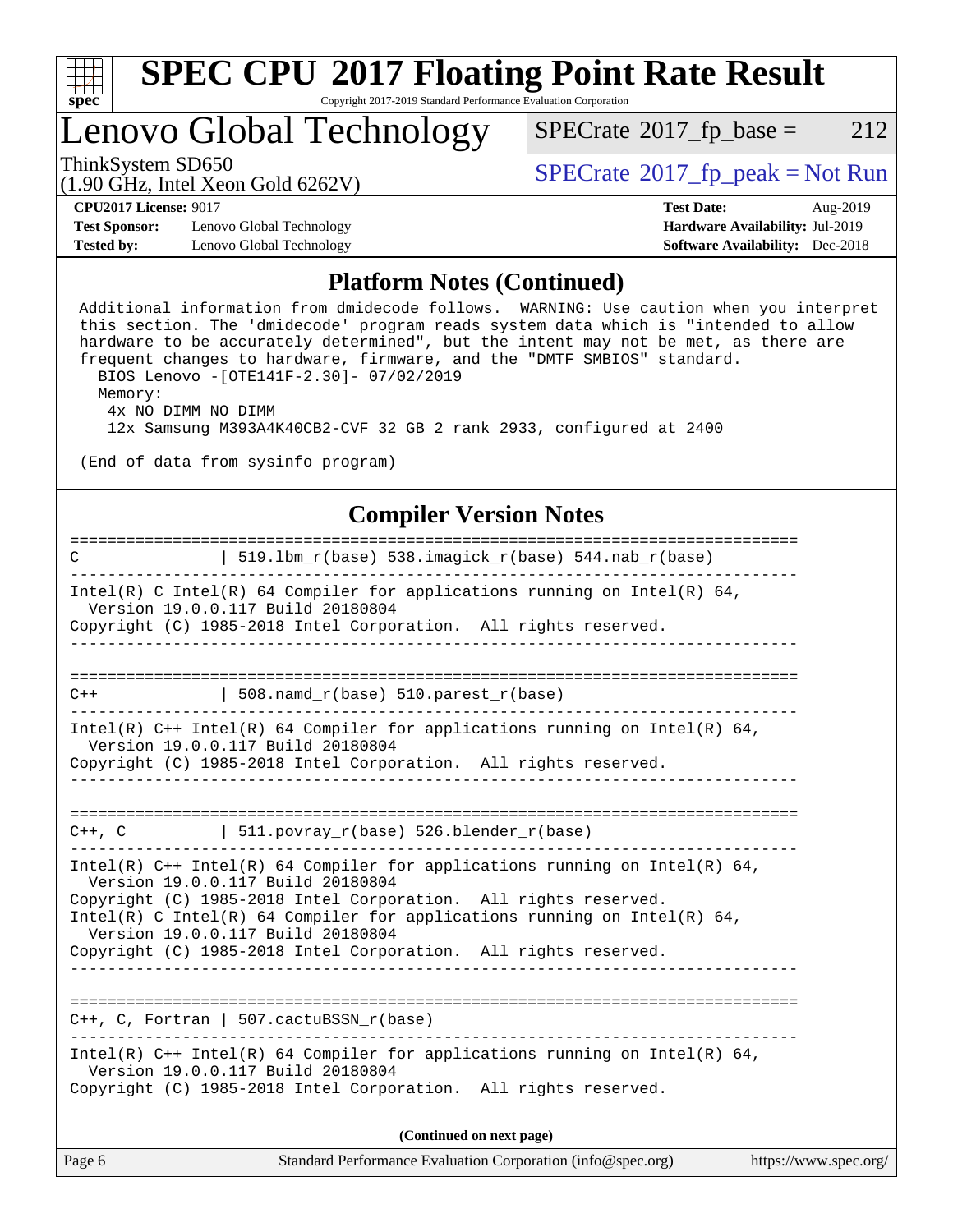## Platform Notes (Continued)

```
Additional information from dmidecode follows.  WARNING: Use caution when you interpret
this section. The 'dmidecode' program reads system data which is "intended to allow
hardware to be accurately determined", but the intent may not be met, as there are
frequent changes to hardware, firmware, and the "DMTF SMBIOS" standard.
  BIOS Lenovo -[OTE141F-2.30]- 07/02/2019
  Memory:
   4x NO DIMM NO DIMM
   12x Samsung M393A4K40CB2-CVF 32 GB 2 rank 2933, configured at 2400

(End of data from sysinfo program)
```

## Compiler Version Notes

```
==============================================================================
C               | 519.lbm_r(base) 538.imagick_r(base) 544.nab_r(base)
------------------------------------------------------------------------------
Intel(R) C Intel(R) 64 Compiler for applications running on Intel(R) 64,
  Version 19.0.0.117 Build 20180804
Copyright (C) 1985-2018 Intel Corporation.  All rights reserved.
------------------------------------------------------------------------------

==============================================================================
C++             | 508.namd_r(base) 510.parest_r(base)
------------------------------------------------------------------------------
Intel(R) C++ Intel(R) 64 Compiler for applications running on Intel(R) 64,
  Version 19.0.0.117 Build 20180804
Copyright (C) 1985-2018 Intel Corporation.  All rights reserved.
------------------------------------------------------------------------------

==============================================================================
C++, C          | 511.povray_r(base) 526.blender_r(base)
------------------------------------------------------------------------------
Intel(R) C++ Intel(R) 64 Compiler for applications running on Intel(R) 64,
  Version 19.0.0.117 Build 20180804
Copyright (C) 1985-2018 Intel Corporation.  All rights reserved.
Intel(R) C Intel(R) 64 Compiler for applications running on Intel(R) 64,
  Version 19.0.0.117 Build 20180804
Copyright (C) 1985-2018 Intel Corporation.  All rights reserved.
------------------------------------------------------------------------------

==============================================================================
C++, C, Fortran | 507.cactuBSSN_r(base)
------------------------------------------------------------------------------
Intel(R) C++ Intel(R) 64 Compiler for applications running on Intel(R) 64,
  Version 19.0.0.117 Build 20180804
Copyright (C) 1985-2018 Intel Corporation.  All rights reserved.
```

**(Continued on next page)**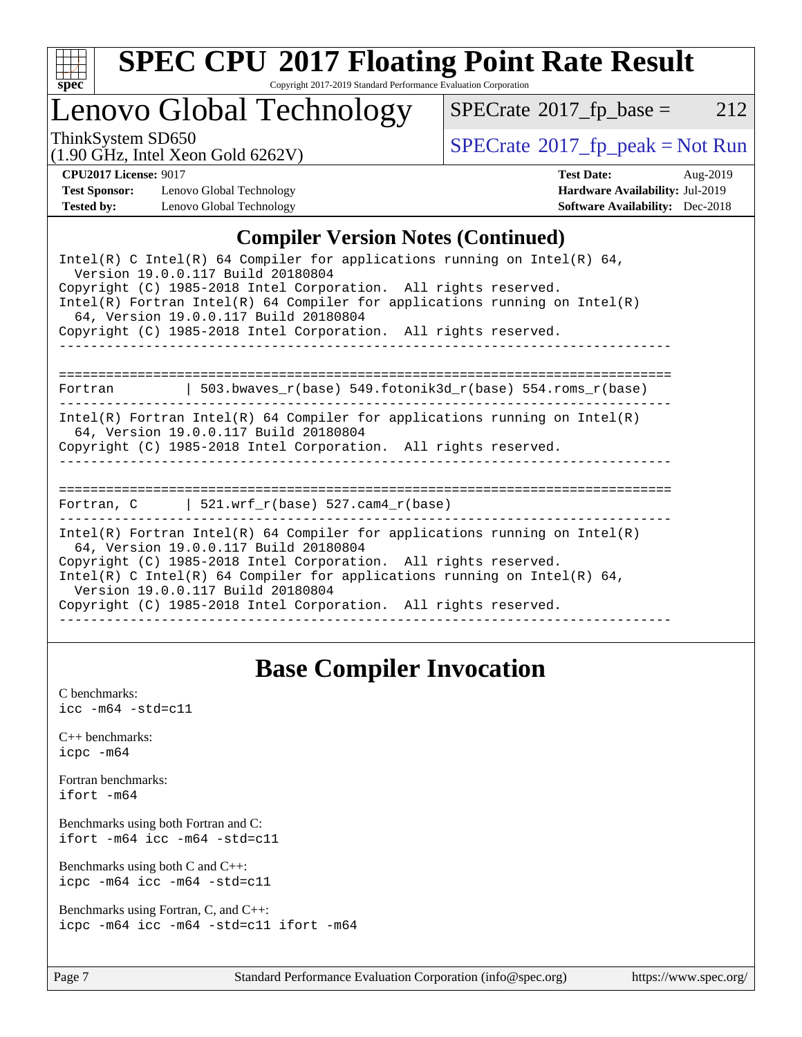## Compiler Version Notes (Continued)

```
Intel(R) C Intel(R) 64 Compiler for applications running on Intel(R) 64,
  Version 19.0.0.117 Build 20180804
Copyright (C) 1985-2018 Intel Corporation.  All rights reserved.
Intel(R) Fortran Intel(R) 64 Compiler for applications running on Intel(R)
  64, Version 19.0.0.117 Build 20180804
Copyright (C) 1985-2018 Intel Corporation.  All rights reserved.
------------------------------------------------------------------------------

==============================================================================
Fortran         | 503.bwaves_r(base) 549.fotonik3d_r(base) 554.roms_r(base)
------------------------------------------------------------------------------
Intel(R) Fortran Intel(R) 64 Compiler for applications running on Intel(R)
  64, Version 19.0.0.117 Build 20180804
Copyright (C) 1985-2018 Intel Corporation.  All rights reserved.
------------------------------------------------------------------------------

==============================================================================
Fortran, C      | 521.wrf_r(base) 527.cam4_r(base)
------------------------------------------------------------------------------
Intel(R) Fortran Intel(R) 64 Compiler for applications running on Intel(R)
  64, Version 19.0.0.117 Build 20180804
Copyright (C) 1985-2018 Intel Corporation.  All rights reserved.
Intel(R) C Intel(R) 64 Compiler for applications running on Intel(R) 64,
  Version 19.0.0.117 Build 20180804
Copyright (C) 1985-2018 Intel Corporation.  All rights reserved.
------------------------------------------------------------------------------
```

## Base Compiler Invocation

C benchmarks:
`icc -m64 -std=c11`

C++ benchmarks:
`icpc -m64`

Fortran benchmarks:
`ifort -m64`

Benchmarks using both Fortran and C:
`ifort -m64 icc -m64 -std=c11`

Benchmarks using both C and C++:
`icpc -m64 icc -m64 -std=c11`

Benchmarks using Fortran, C, and C++:
`icpc -m64 icc -m64 -std=c11 ifort -m64`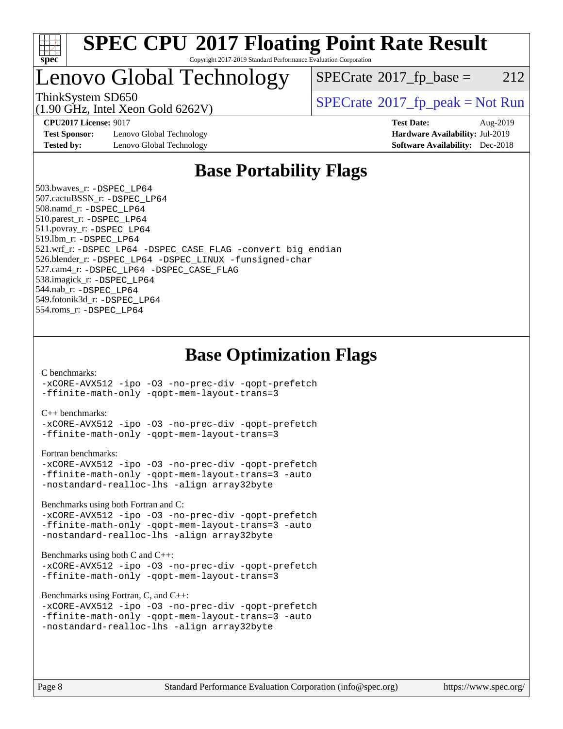# SPEC CPU 2017 Floating Point Rate Result

Copyright 2017-2019 Standard Performance Evaluation Corporation

## Lenovo Global Technology

ThinkSystem SD650
(1.90 GHz, Intel Xeon Gold 6262V)

SPECrate 2017_fp_base = 212

SPECrate 2017_fp_peak = Not Run

**CPU2017 License:** 9017
**Test Sponsor:** Lenovo Global Technology
**Tested by:** Lenovo Global Technology

**Test Date:** Aug-2019
**Hardware Availability:** Jul-2019
**Software Availability:** Dec-2018

## Base Portability Flags

503.bwaves_r: -DSPEC_LP64
507.cactuBSSN_r: -DSPEC_LP64
508.namd_r: -DSPEC_LP64
510.parest_r: -DSPEC_LP64
511.povray_r: -DSPEC_LP64
519.lbm_r: -DSPEC_LP64
521.wrf_r: -DSPEC_LP64 -DSPEC_CASE_FLAG -convert big_endian
526.blender_r: -DSPEC_LP64 -DSPEC_LINUX -funsigned-char
527.cam4_r: -DSPEC_LP64 -DSPEC_CASE_FLAG
538.imagick_r: -DSPEC_LP64
544.nab_r: -DSPEC_LP64
549.fotonik3d_r: -DSPEC_LP64
554.roms_r: -DSPEC_LP64

## Base Optimization Flags

C benchmarks:
-xCORE-AVX512 -ipo -O3 -no-prec-div -qopt-prefetch
-ffinite-math-only -qopt-mem-layout-trans=3

C++ benchmarks:
-xCORE-AVX512 -ipo -O3 -no-prec-div -qopt-prefetch
-ffinite-math-only -qopt-mem-layout-trans=3

Fortran benchmarks:
-xCORE-AVX512 -ipo -O3 -no-prec-div -qopt-prefetch
-ffinite-math-only -qopt-mem-layout-trans=3 -auto
-nostandard-realloc-lhs -align array32byte

Benchmarks using both Fortran and C:
-xCORE-AVX512 -ipo -O3 -no-prec-div -qopt-prefetch
-ffinite-math-only -qopt-mem-layout-trans=3 -auto
-nostandard-realloc-lhs -align array32byte

Benchmarks using both C and C++:
-xCORE-AVX512 -ipo -O3 -no-prec-div -qopt-prefetch
-ffinite-math-only -qopt-mem-layout-trans=3

Benchmarks using Fortran, C, and C++:
-xCORE-AVX512 -ipo -O3 -no-prec-div -qopt-prefetch
-ffinite-math-only -qopt-mem-layout-trans=3 -auto
-nostandard-realloc-lhs -align array32byte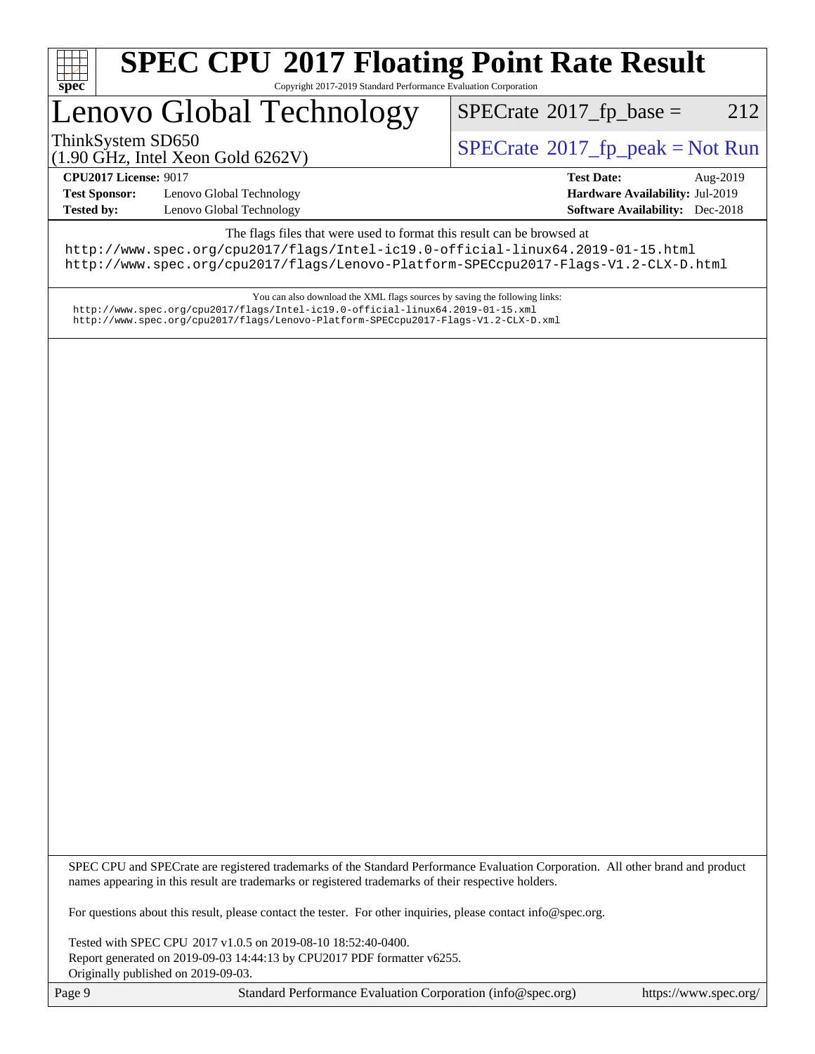The flags files that were used to format this result can be browsed at

http://www.spec.org/cpu2017/flags/Intel-ic19.0-official-linux64.2019-01-15.html
http://www.spec.org/cpu2017/flags/Lenovo-Platform-SPECcpu2017-Flags-V1.2-CLX-D.html

You can also download the XML flags sources by saving the following links:

http://www.spec.org/cpu2017/flags/Intel-ic19.0-official-linux64.2019-01-15.xml
http://www.spec.org/cpu2017/flags/Lenovo-Platform-SPECcpu2017-Flags-V1.2-CLX-D.xml

SPEC CPU and SPECrate are registered trademarks of the Standard Performance Evaluation Corporation. All other brand and product names appearing in this result are trademarks or registered trademarks of their respective holders.

For questions about this result, please contact the tester. For other inquiries, please contact info@spec.org.

Tested with SPEC CPU 2017 v1.0.5 on 2019-08-10 18:52:40-0400.
Report generated on 2019-09-03 14:44:13 by CPU2017 PDF formatter v6255.
Originally published on 2019-09-03.